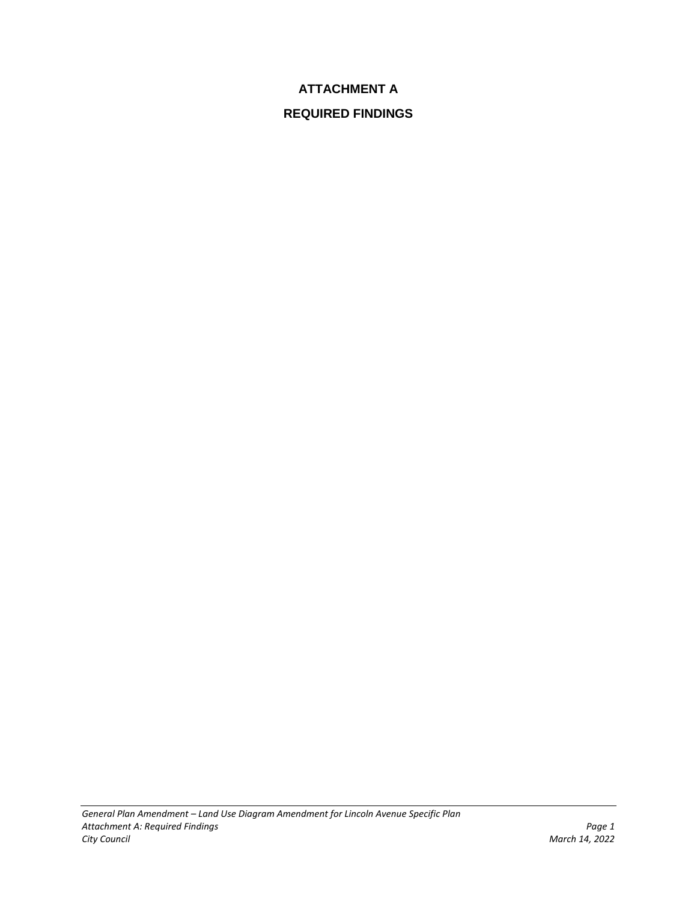# ATTACHMENT A

# REQUIRED FINDINGS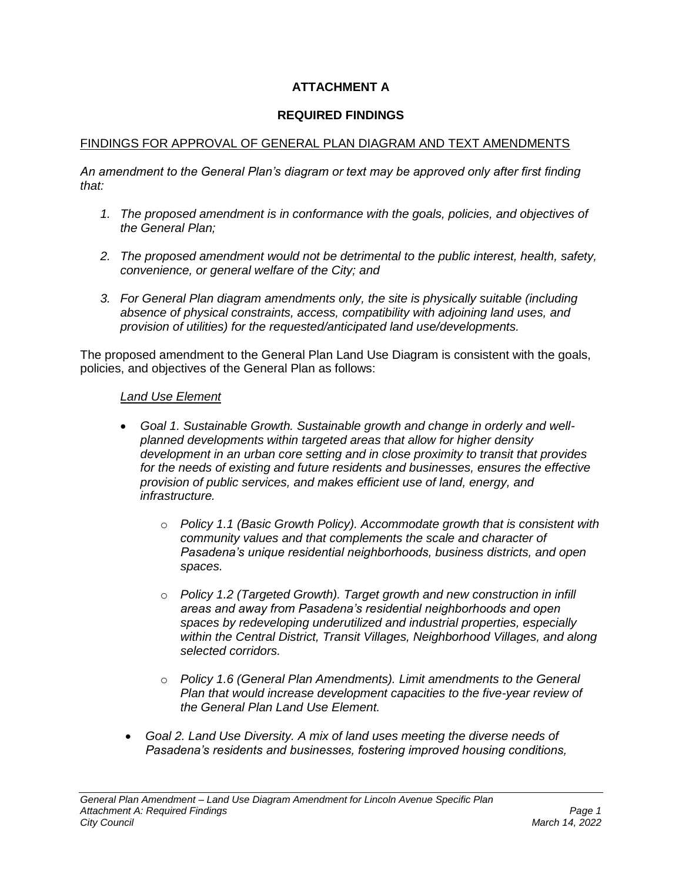# ATTACHMENT A

## REQUIRED FINDINGS

FINDINGS FOR APPROVAL OF GENERAL PLAN DIAGRAM AND TEXT AMENDMENTS

*An amendment to the General Plan's diagram or text may be approved only after first finding that:*

1. *The proposed amendment is in conformance with the goals, policies, and objectives of the General Plan;*

2. *The proposed amendment would not be detrimental to the public interest, health, safety, convenience, or general welfare of the City; and*

3. *For General Plan diagram amendments only, the site is physically suitable (including absence of physical constraints, access, compatibility with adjoining land uses, and provision of utilities) for the requested/anticipated land use/developments.*

The proposed amendment to the General Plan Land Use Diagram is consistent with the goals, policies, and objectives of the General Plan as follows:

*Land Use Element*

- *Goal 1. Sustainable Growth. Sustainable growth and change in orderly and well-planned developments within targeted areas that allow for higher density development in an urban core setting and in close proximity to transit that provides for the needs of existing and future residents and businesses, ensures the effective provision of public services, and makes efficient use of land, energy, and infrastructure.*
  - *Policy 1.1 (Basic Growth Policy). Accommodate growth that is consistent with community values and that complements the scale and character of Pasadena's unique residential neighborhoods, business districts, and open spaces.*
  - *Policy 1.2 (Targeted Growth). Target growth and new construction in infill areas and away from Pasadena's residential neighborhoods and open spaces by redeveloping underutilized and industrial properties, especially within the Central District, Transit Villages, Neighborhood Villages, and along selected corridors.*
  - *Policy 1.6 (General Plan Amendments). Limit amendments to the General Plan that would increase development capacities to the five-year review of the General Plan Land Use Element.*
- *Goal 2. Land Use Diversity. A mix of land uses meeting the diverse needs of Pasadena's residents and businesses, fostering improved housing conditions,*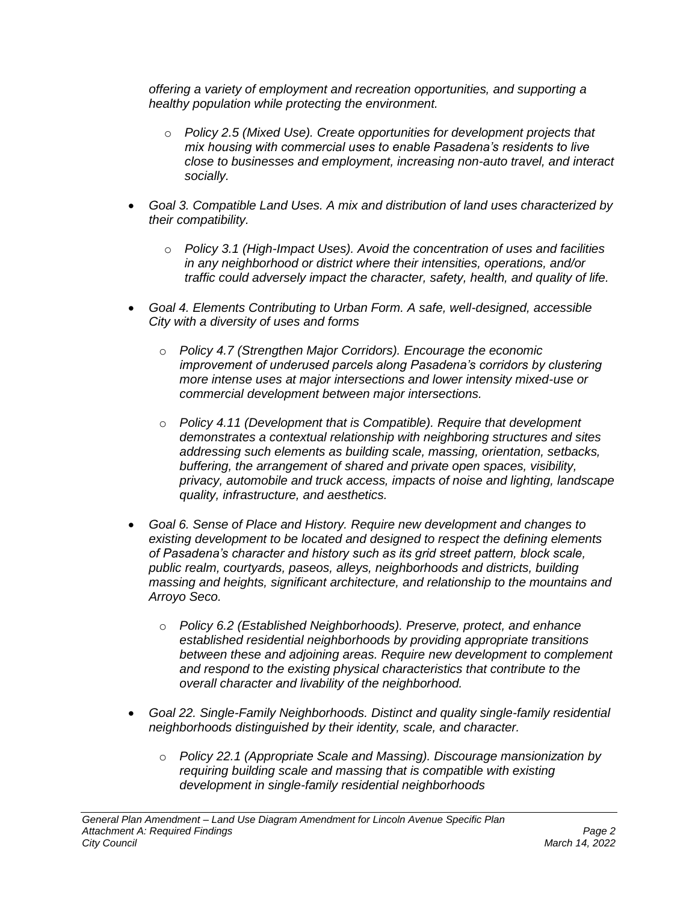*offering a variety of employment and recreation opportunities, and supporting a healthy population while protecting the environment.*

  - *Policy 2.5 (Mixed Use). Create opportunities for development projects that mix housing with commercial uses to enable Pasadena's residents to live close to businesses and employment, increasing non-auto travel, and interact socially.*

- *Goal 3. Compatible Land Uses. A mix and distribution of land uses characterized by their compatibility.*

  - *Policy 3.1 (High-Impact Uses). Avoid the concentration of uses and facilities in any neighborhood or district where their intensities, operations, and/or traffic could adversely impact the character, safety, health, and quality of life.*

- *Goal 4. Elements Contributing to Urban Form. A safe, well-designed, accessible City with a diversity of uses and forms*

  - *Policy 4.7 (Strengthen Major Corridors). Encourage the economic improvement of underused parcels along Pasadena's corridors by clustering more intense uses at major intersections and lower intensity mixed-use or commercial development between major intersections.*

  - *Policy 4.11 (Development that is Compatible). Require that development demonstrates a contextual relationship with neighboring structures and sites addressing such elements as building scale, massing, orientation, setbacks, buffering, the arrangement of shared and private open spaces, visibility, privacy, automobile and truck access, impacts of noise and lighting, landscape quality, infrastructure, and aesthetics.*

- *Goal 6. Sense of Place and History. Require new development and changes to existing development to be located and designed to respect the defining elements of Pasadena's character and history such as its grid street pattern, block scale, public realm, courtyards, paseos, alleys, neighborhoods and districts, building massing and heights, significant architecture, and relationship to the mountains and Arroyo Seco.*

  - *Policy 6.2 (Established Neighborhoods). Preserve, protect, and enhance established residential neighborhoods by providing appropriate transitions between these and adjoining areas. Require new development to complement and respond to the existing physical characteristics that contribute to the overall character and livability of the neighborhood.*

- *Goal 22. Single-Family Neighborhoods. Distinct and quality single-family residential neighborhoods distinguished by their identity, scale, and character.*

  - *Policy 22.1 (Appropriate Scale and Massing). Discourage mansionization by requiring building scale and massing that is compatible with existing development in single-family residential neighborhoods*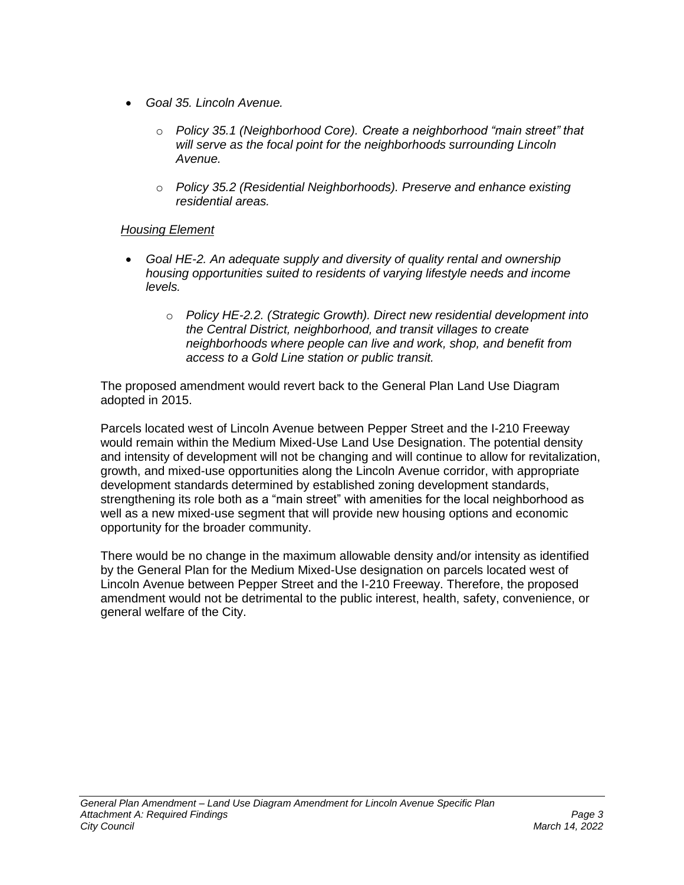- *Goal 35. Lincoln Avenue.*

  - *Policy 35.1 (Neighborhood Core). Create a neighborhood "main street" that will serve as the focal point for the neighborhoods surrounding Lincoln Avenue.*

  - *Policy 35.2 (Residential Neighborhoods). Preserve and enhance existing residential areas.*

*Housing Element*

- *Goal HE-2. An adequate supply and diversity of quality rental and ownership housing opportunities suited to residents of varying lifestyle needs and income levels.*

  - *Policy HE-2.2. (Strategic Growth). Direct new residential development into the Central District, neighborhood, and transit villages to create neighborhoods where people can live and work, shop, and benefit from access to a Gold Line station or public transit.*

The proposed amendment would revert back to the General Plan Land Use Diagram adopted in 2015.

Parcels located west of Lincoln Avenue between Pepper Street and the I-210 Freeway would remain within the Medium Mixed-Use Land Use Designation. The potential density and intensity of development will not be changing and will continue to allow for revitalization, growth, and mixed-use opportunities along the Lincoln Avenue corridor, with appropriate development standards determined by established zoning development standards, strengthening its role both as a "main street" with amenities for the local neighborhood as well as a new mixed-use segment that will provide new housing options and economic opportunity for the broader community.

There would be no change in the maximum allowable density and/or intensity as identified by the General Plan for the Medium Mixed-Use designation on parcels located west of Lincoln Avenue between Pepper Street and the I-210 Freeway. Therefore, the proposed amendment would not be detrimental to the public interest, health, safety, convenience, or general welfare of the City.